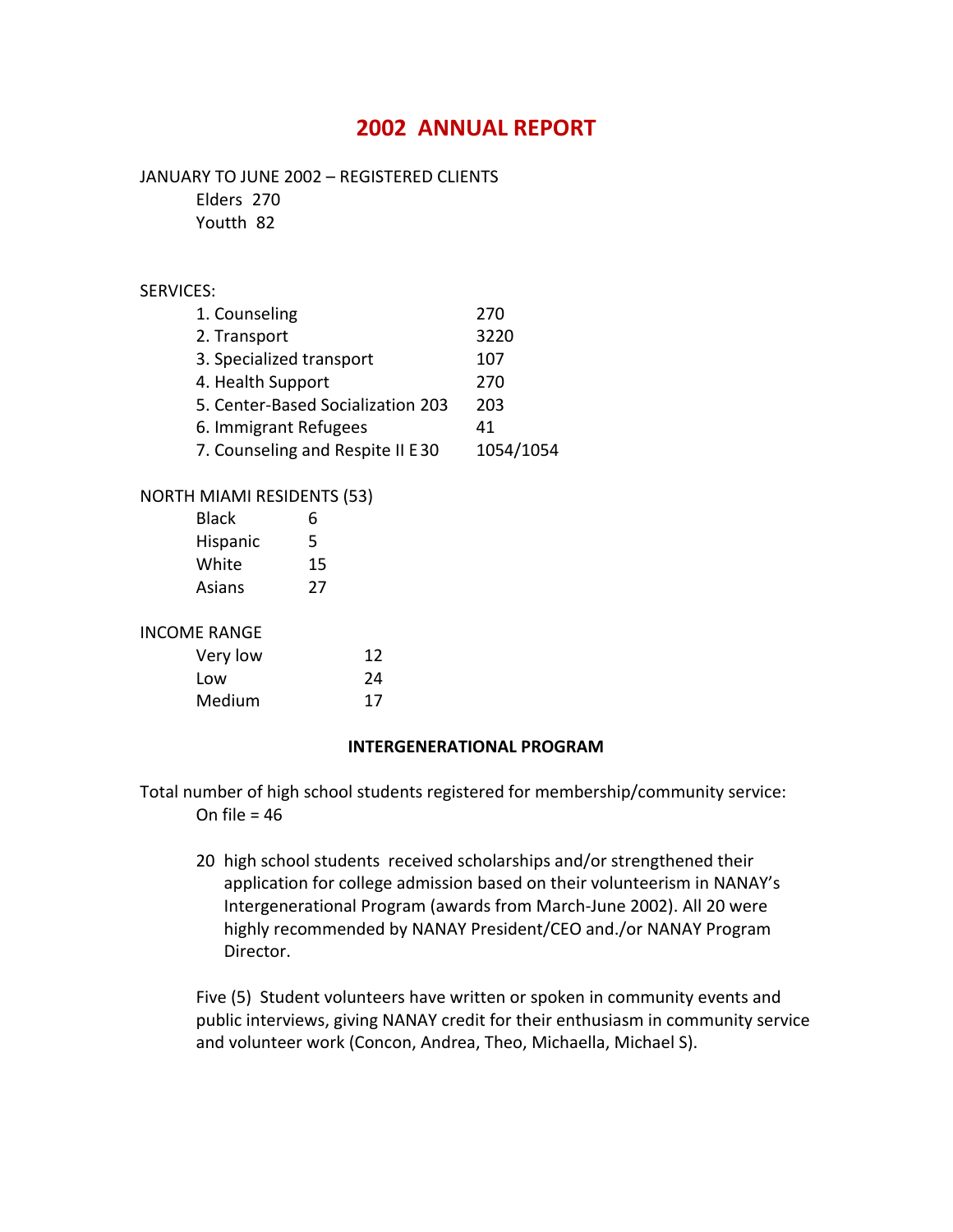# 2002 ANNUAL REPORT

JANUARY TO JUNE 2002 – REGISTERED CLIENTS

Elders 270

Youtth 82

SERVICES:

| | |
|---|---|
| 1. Counseling | 270 |
| 2. Transport | 3220 |
| 3. Specialized transport | 107 |
| 4. Health Support | 270 |
| 5. Center-Based Socialization 203 | 203 |
| 6. Immigrant Refugees | 41 |
| 7. Counseling and Respite II E 30 | 1054/1054 |

NORTH MIAMI RESIDENTS (53)

| | |
|---|---|
| Black | 6 |
| Hispanic | 5 |
| White | 15 |
| Asians | 27 |

INCOME RANGE

| | |
|---|---|
| Very low | 12 |
| Low | 24 |
| Medium | 17 |

**INTERGENERATIONAL PROGRAM**

Total number of high school students registered for membership/community service:
On file = 46

20 high school students received scholarships and/or strengthened their application for college admission based on their volunteerism in NANAY's Intergenerational Program (awards from March-June 2002). All 20 were highly recommended by NANAY President/CEO and./or NANAY Program Director.

Five (5) Student volunteers have written or spoken in community events and public interviews, giving NANAY credit for their enthusiasm in community service and volunteer work (Concon, Andrea, Theo, Michaella, Michael S).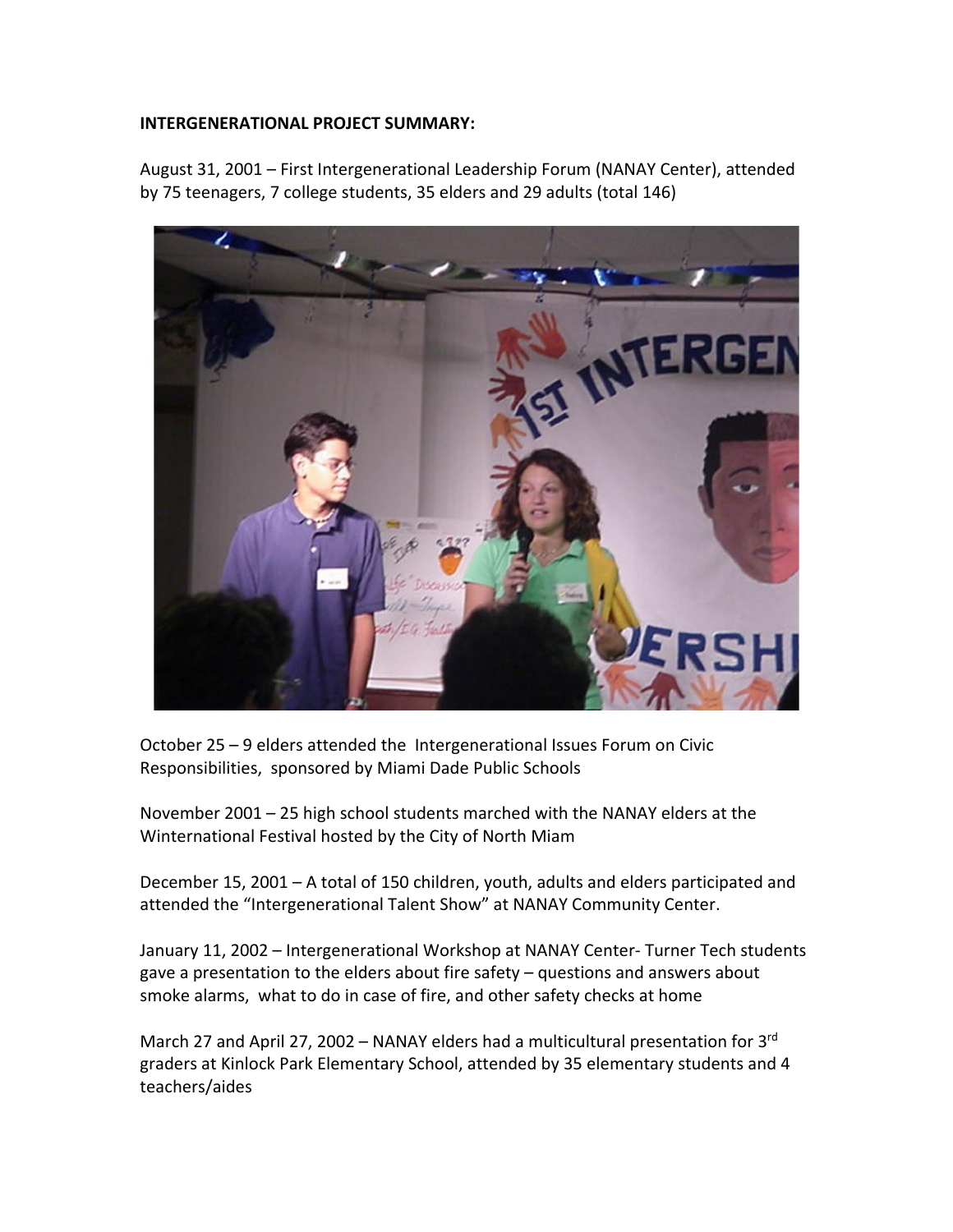**INTERGENERATIONAL PROJECT SUMMARY:**

August 31, 2001 – First Intergenerational Leadership Forum (NANAY Center), attended by 75 teenagers, 7 college students, 35 elders and 29 adults (total 146)

October 25 – 9 elders attended the Intergenerational Issues Forum on Civic Responsibilities, sponsored by Miami Dade Public Schools

November 2001 – 25 high school students marched with the NANAY elders at the Winternational Festival hosted by the City of North Miam

December 15, 2001 – A total of 150 children, youth, adults and elders participated and attended the "Intergenerational Talent Show" at NANAY Community Center.

January 11, 2002 – Intergenerational Workshop at NANAY Center- Turner Tech students gave a presentation to the elders about fire safety – questions and answers about smoke alarms, what to do in case of fire, and other safety checks at home

March 27 and April 27, 2002 – NANAY elders had a multicultural presentation for 3rd graders at Kinlock Park Elementary School, attended by 35 elementary students and 4 teachers/aides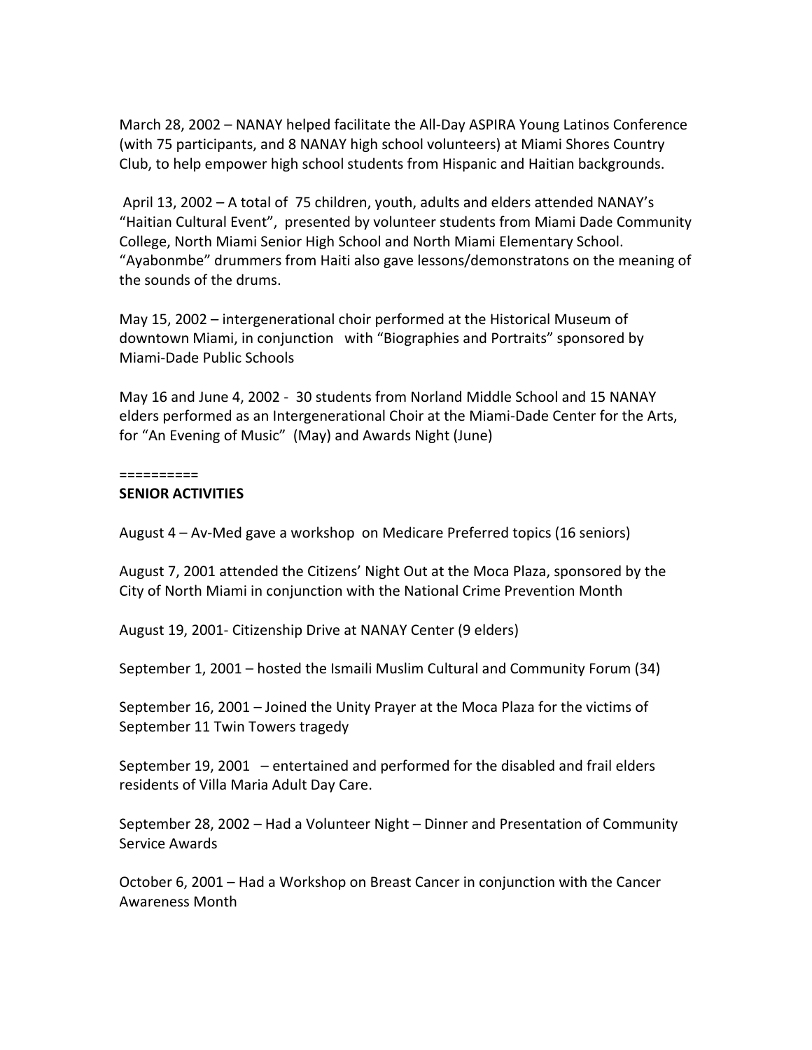March 28, 2002 – NANAY helped facilitate the All-Day ASPIRA Young Latinos Conference (with 75 participants, and 8 NANAY high school volunteers) at Miami Shores Country Club, to help empower high school students from Hispanic and Haitian backgrounds.

April 13, 2002 – A total of 75 children, youth, adults and elders attended NANAY's "Haitian Cultural Event", presented by volunteer students from Miami Dade Community College, North Miami Senior High School and North Miami Elementary School. "Ayabonmbe" drummers from Haiti also gave lessons/demonstratons on the meaning of the sounds of the drums.

May 15, 2002 – intergenerational choir performed at the Historical Museum of downtown Miami, in conjunction with "Biographies and Portraits" sponsored by Miami-Dade Public Schools

May 16 and June 4, 2002 - 30 students from Norland Middle School and 15 NANAY elders performed as an Intergenerational Choir at the Miami-Dade Center for the Arts, for "An Evening of Music" (May) and Awards Night (June)

==========

**SENIOR ACTIVITIES**

August 4 – Av-Med gave a workshop on Medicare Preferred topics (16 seniors)

August 7, 2001 attended the Citizens' Night Out at the Moca Plaza, sponsored by the City of North Miami in conjunction with the National Crime Prevention Month

August 19, 2001- Citizenship Drive at NANAY Center (9 elders)

September 1, 2001 – hosted the Ismaili Muslim Cultural and Community Forum (34)

September 16, 2001 – Joined the Unity Prayer at the Moca Plaza for the victims of September 11 Twin Towers tragedy

September 19, 2001 – entertained and performed for the disabled and frail elders residents of Villa Maria Adult Day Care.

September 28, 2002 – Had a Volunteer Night – Dinner and Presentation of Community Service Awards

October 6, 2001 – Had a Workshop on Breast Cancer in conjunction with the Cancer Awareness Month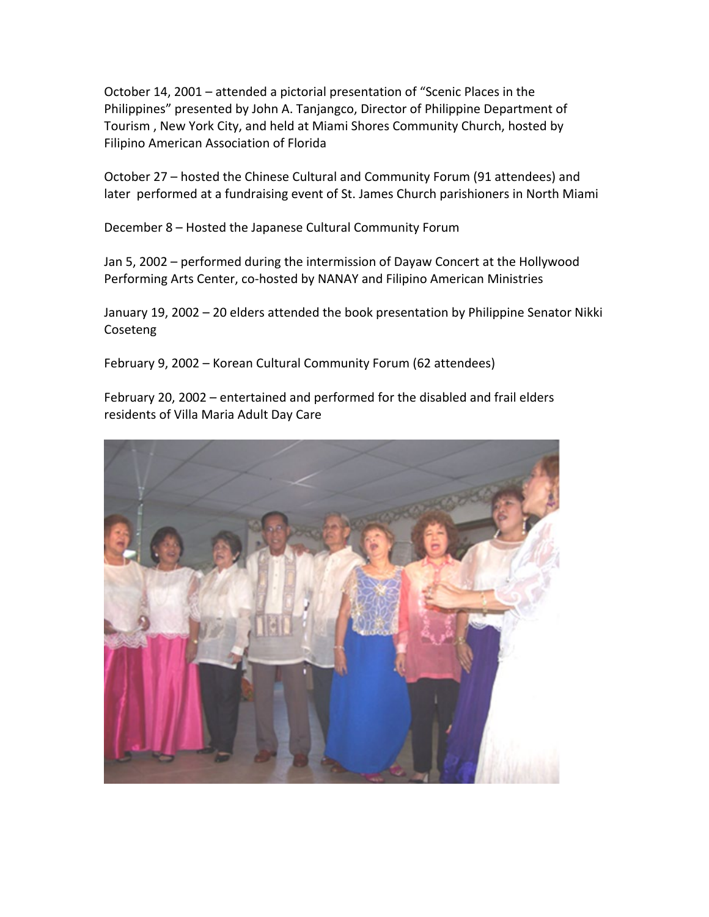October 14, 2001 – attended a pictorial presentation of “Scenic Places in the Philippines” presented by John A. Tanjangco, Director of Philippine Department of Tourism , New York City, and held at Miami Shores Community Church, hosted by Filipino American Association of Florida

October 27 – hosted the Chinese Cultural and Community Forum (91 attendees) and later performed at a fundraising event of St. James Church parishioners in North Miami

December 8 – Hosted the Japanese Cultural Community Forum

Jan 5, 2002 – performed during the intermission of Dayaw Concert at the Hollywood Performing Arts Center, co-hosted by NANAY and Filipino American Ministries

January 19, 2002 – 20 elders attended the book presentation by Philippine Senator Nikki Coseteng

February 9, 2002 – Korean Cultural Community Forum (62 attendees)

February 20, 2002 – entertained and performed for the disabled and frail elders residents of Villa Maria Adult Day Care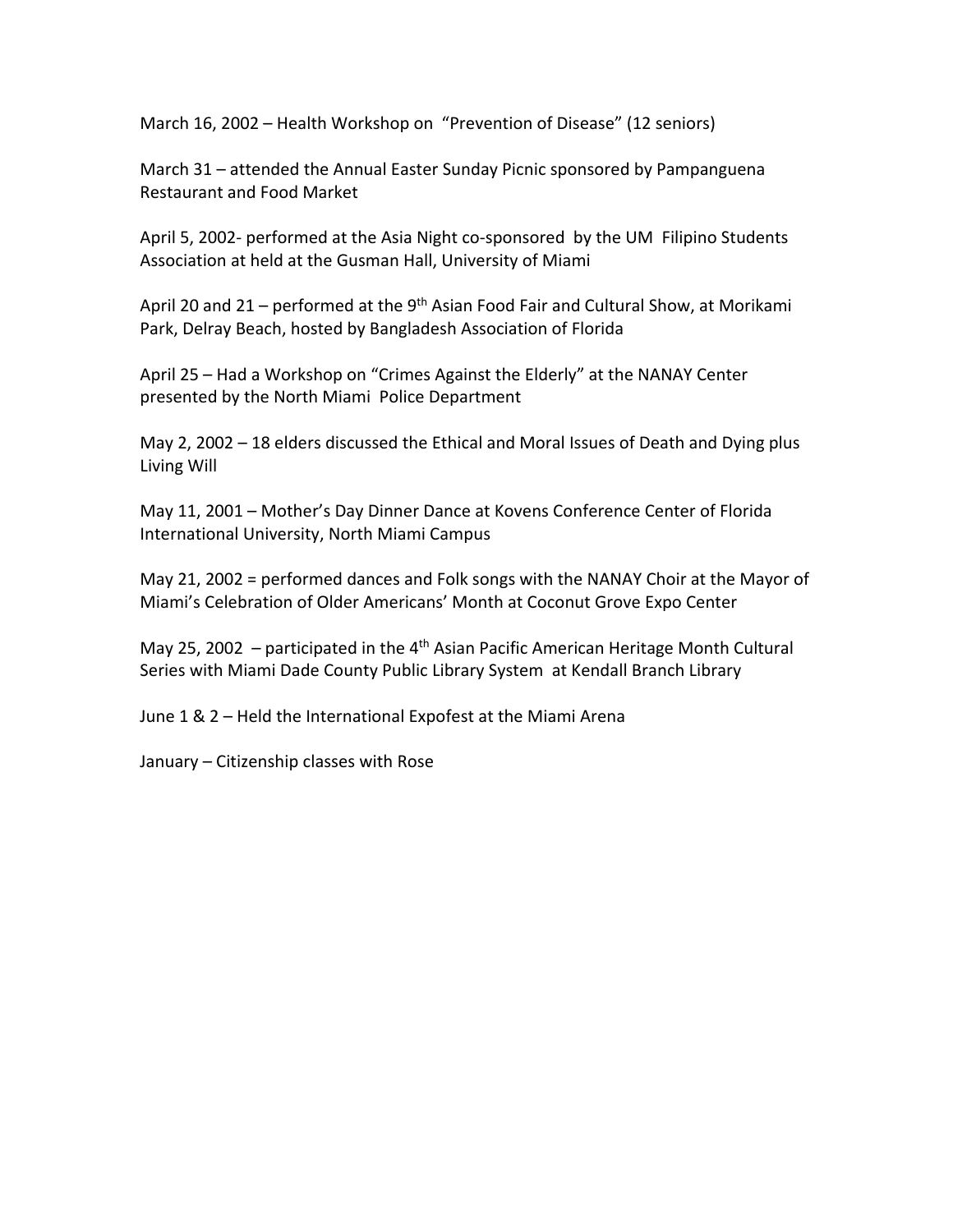March 16, 2002 – Health Workshop on "Prevention of Disease" (12 seniors)

March 31 – attended the Annual Easter Sunday Picnic sponsored by Pampanguena Restaurant and Food Market

April 5, 2002- performed at the Asia Night co-sponsored by the UM Filipino Students Association at held at the Gusman Hall, University of Miami

April 20 and 21 – performed at the 9th Asian Food Fair and Cultural Show, at Morikami Park, Delray Beach, hosted by Bangladesh Association of Florida

April 25 – Had a Workshop on "Crimes Against the Elderly" at the NANAY Center presented by the North Miami Police Department

May 2, 2002 – 18 elders discussed the Ethical and Moral Issues of Death and Dying plus Living Will

May 11, 2001 – Mother's Day Dinner Dance at Kovens Conference Center of Florida International University, North Miami Campus

May 21, 2002 = performed dances and Folk songs with the NANAY Choir at the Mayor of Miami's Celebration of Older Americans' Month at Coconut Grove Expo Center

May 25, 2002 – participated in the 4th Asian Pacific American Heritage Month Cultural Series with Miami Dade County Public Library System at Kendall Branch Library

June 1 & 2 – Held the International Expofest at the Miami Arena

January – Citizenship classes with Rose